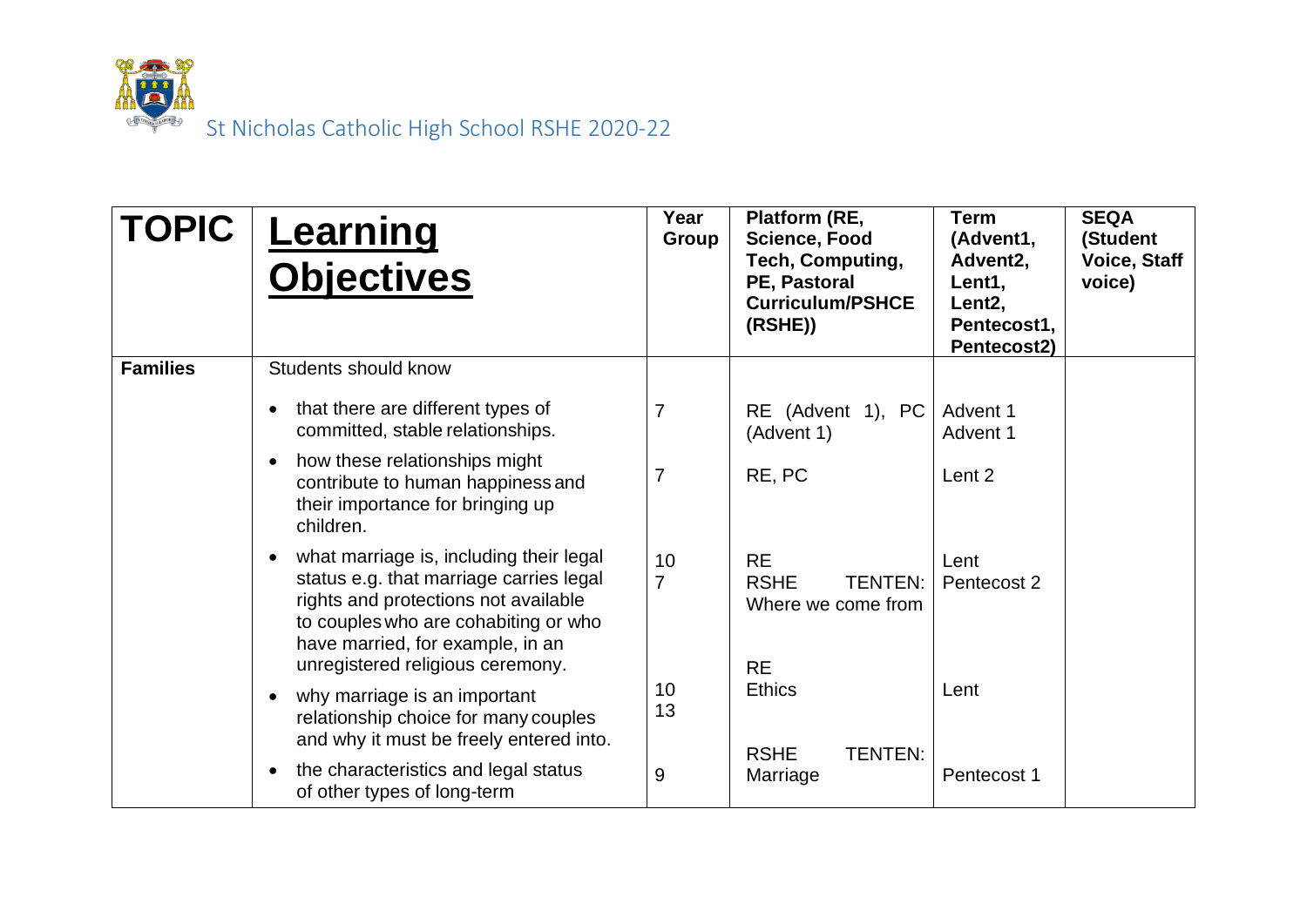St Nicholas Catholic High School RSHE 2020-22

| TOPIC | Learning Objectives | Year Group | Platform (RE, Science, Food Tech, Computing, PE, Pastoral Curriculum/PSHCE (RSHE)) | Term (Advent1, Advent2, Lent1, Lent2, Pentecost1, Pentecost2) | SEQA (Student Voice, Staff voice) |
|---|---|---|---|---|---|
| **Families** | Students should know | | | | |
| | • that there are different types of committed, stable relationships. | 7 | RE (Advent 1), PC (Advent 1) | Advent 1<br>Advent 1 | |
| | • how these relationships might contribute to human happiness and their importance for bringing up children. | 7 | RE, PC | Lent 2 | |
| | • what marriage is, including their legal status e.g. that marriage carries legal rights and protections not available to couples who are cohabiting or who have married, for example, in an unregistered religious ceremony. | 10<br>7 | RE<br>RSHE TENTEN: Where we come from | Lent<br>Pentecost 2 | |
| | • why marriage is an important relationship choice for many couples and why it must be freely entered into. | 10<br>13 | RE<br>Ethics | Lent | |
| | • the characteristics and legal status of other types of long-term | 9 | RSHE TENTEN: Marriage | Pentecost 1 | |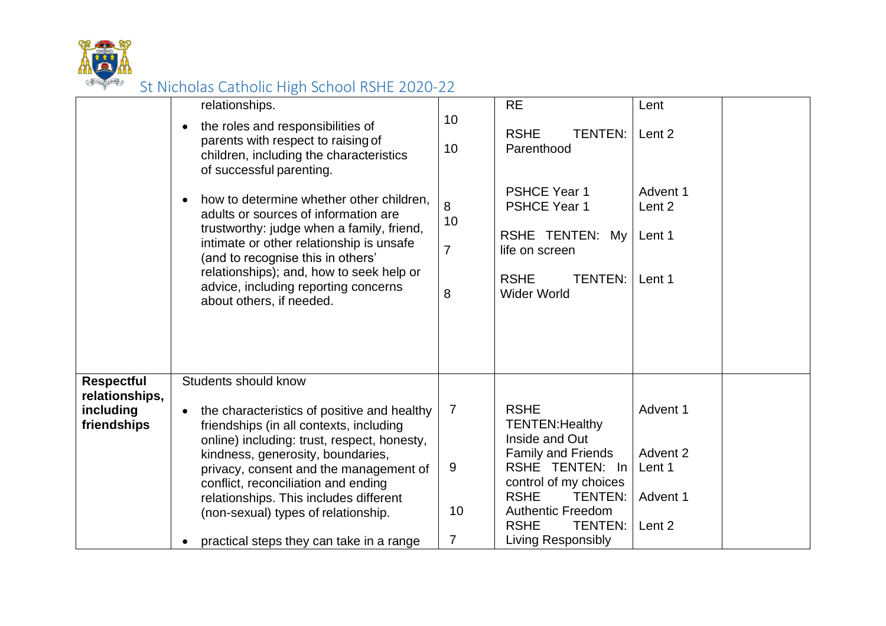St Nicholas Catholic High School RSHE 2020-22

| | | | | | |
|---|---|---|---|---|---|
| | relationships.<br><br>• the roles and responsibilities of parents with respect to raising of children, including the characteristics of successful parenting.<br><br>• how to determine whether other children, adults or sources of information are trustworthy: judge when a family, friend, intimate or other relationship is unsafe (and to recognise this in others' relationships); and, how to seek help or advice, including reporting concerns about others, if needed. | 10<br>10<br><br>8<br>10<br>7<br><br>8 | RE<br>RSHE TENTEN: Parenthood<br><br>PSHCE Year 1<br>PSHCE Year 1<br>RSHE TENTEN: My life on screen<br><br>RSHE TENTEN: Wider World | Lent<br>Lent 2<br><br>Advent 1<br>Lent 2<br>Lent 1<br><br>Lent 1 | |
| **Respectful relationships, including friendships** | Students should know<br><br>• the characteristics of positive and healthy friendships (in all contexts, including online) including: trust, respect, honesty, kindness, generosity, boundaries, privacy, consent and the management of conflict, reconciliation and ending relationships. This includes different (non-sexual) types of relationship.<br><br>• practical steps they can take in a range | 7<br><br>9<br><br>10<br><br>7 | RSHE TENTEN:Healthy Inside and Out<br>Family and Friends<br>RSHE TENTEN: In control of my choices<br>RSHE TENTEN: Authentic Freedom<br>RSHE TENTEN: Living Responsibly | Advent 1<br><br>Advent 2<br>Lent 1<br>Advent 1<br>Lent 2 | |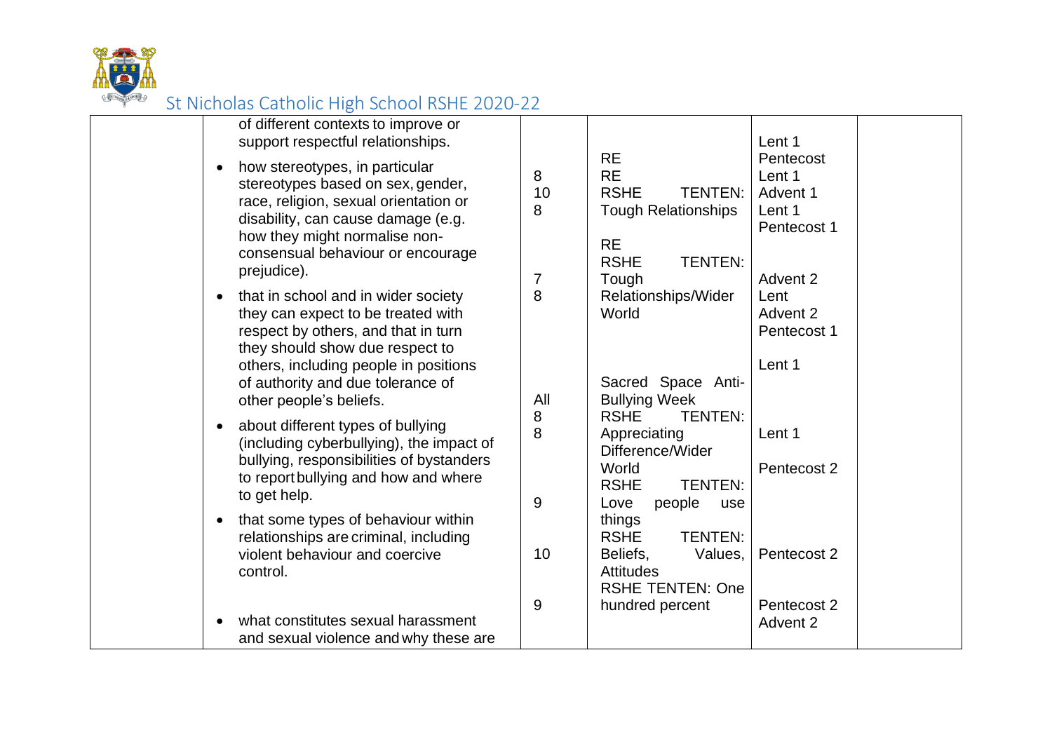| | of different contexts to improve or support respectful relationships.<br>• how stereotypes, in particular stereotypes based on sex, gender, race, religion, sexual orientation or disability, can cause damage (e.g. how they might normalise non-consensual behaviour or encourage prejudice).<br>• that in school and in wider society they can expect to be treated with respect by others, and that in turn they should show due respect to others, including people in positions of authority and due tolerance of other people's beliefs.<br>• about different types of bullying (including cyberbullying), the impact of bullying, responsibilities of bystanders to report bullying and how and where to get help.<br>• that some types of behaviour within relationships are criminal, including violent behaviour and coercive control.<br>• what constitutes sexual harassment and sexual violence and why these are | 8<br>10<br>8<br><br>7<br>8<br><br>All<br>8<br>8<br><br>9<br><br>10<br><br>9 | RE<br>RE<br>RSHE TENTEN: Tough Relationships<br><br>RE<br>RSHE TENTEN: Tough Relationships/Wider World<br><br>Sacred Space Anti-Bullying Week<br>RSHE TENTEN: Appreciating Difference/Wider World<br>RSHE TENTEN: Love people use things<br>RSHE TENTEN: Beliefs, Values, Attitudes<br>RSHE TENTEN: One hundred percent | Lent 1<br>Pentecost<br>Lent 1<br>Advent 1<br>Lent 1<br>Pentecost 1<br><br>Advent 2<br>Lent<br>Advent 2<br>Pentecost 1<br><br>Lent 1<br><br>Lent 1<br><br>Pentecost 2<br><br>Pentecost 2<br><br>Pentecost 2<br>Advent 2 | |
|---|---|---|---|---|---|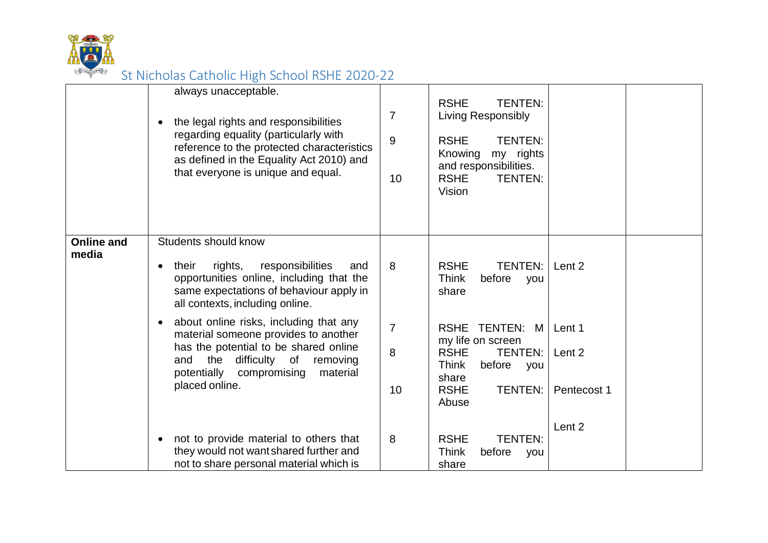| | | | | | |
|---|---|---|---|---|---|
| | always unacceptable.<br><br>• the legal rights and responsibilities regarding equality (particularly with reference to the protected characteristics as defined in the Equality Act 2010) and that everyone is unique and equal. | 7<br><br>9<br><br>10 | RSHE TENTEN: Living Responsibly<br><br>RSHE TENTEN: Knowing my rights and responsibilities.<br>RSHE TENTEN: Vision | | |
| **Online and media** | Students should know<br><br>• their rights, responsibilities and opportunities online, including that the same expectations of behaviour apply in all contexts, including online.<br><br>• about online risks, including that any material someone provides to another has the potential to be shared online and the difficulty of removing potentially compromising material placed online.<br><br>• not to provide material to others that they would not want shared further and not to share personal material which is | 8<br><br>7<br><br>8<br><br>10<br><br>8 | RSHE TENTEN: Think before you share<br><br>RSHE TENTEN: M my life on screen<br>RSHE TENTEN: Think before you share<br>RSHE TENTEN: Abuse<br><br>RSHE TENTEN: Think before you share | Lent 2<br><br>Lent 1<br><br>Lent 2<br><br>Pentecost 1<br><br>Lent 2 | |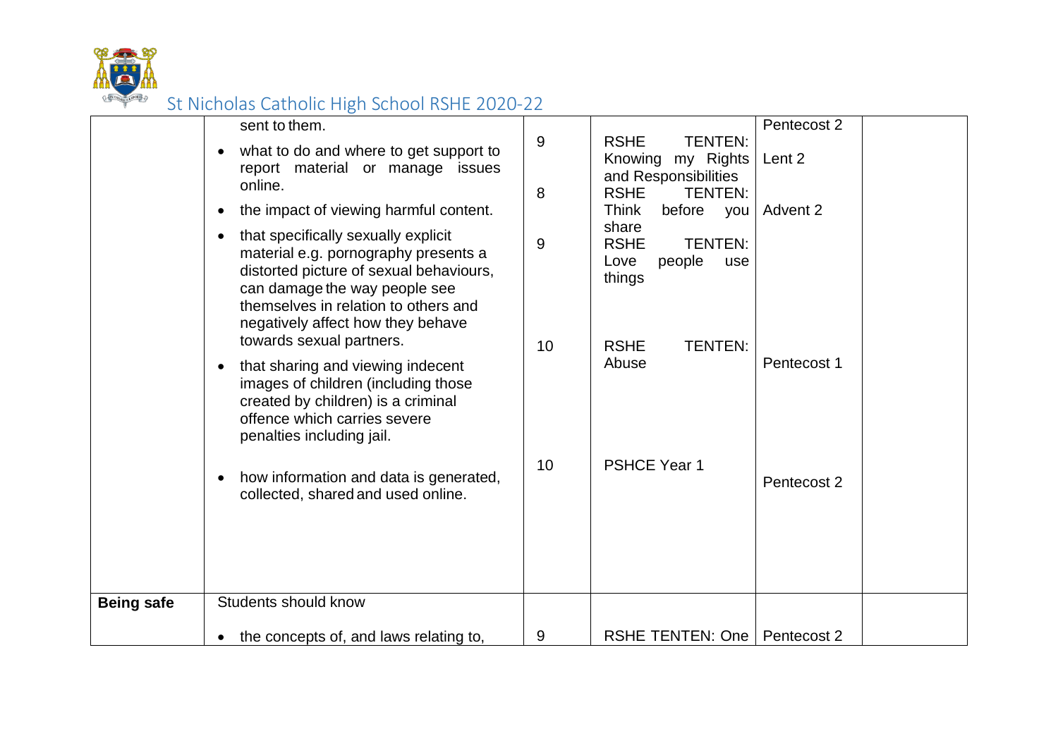| | | | | | |
|---|---|---|---|---|---|
| | sent to them.<br>• what to do and where to get support to report material or manage issues online.<br>• the impact of viewing harmful content.<br>• that specifically sexually explicit material e.g. pornography presents a distorted picture of sexual behaviours, can damage the way people see themselves in relation to others and negatively affect how they behave towards sexual partners.<br>• that sharing and viewing indecent images of children (including those created by children) is a criminal offence which carries severe penalties including jail.<br>• how information and data is generated, collected, shared and used online. | 9<br>8<br>9<br>10<br>10 | RSHE TENTEN: Knowing my Rights and Responsibilities<br>RSHE TENTEN: Think before you share<br>RSHE TENTEN: Love people use things<br>RSHE TENTEN: Abuse<br>PSHCE Year 1 | Pentecost 2<br>Lent 2<br>Advent 2<br>Pentecost 1<br>Pentecost 2 | |
| **Being safe** | Students should know<br>• the concepts of, and laws relating to, | 9 | RSHE TENTEN: One | Pentecost 2 | |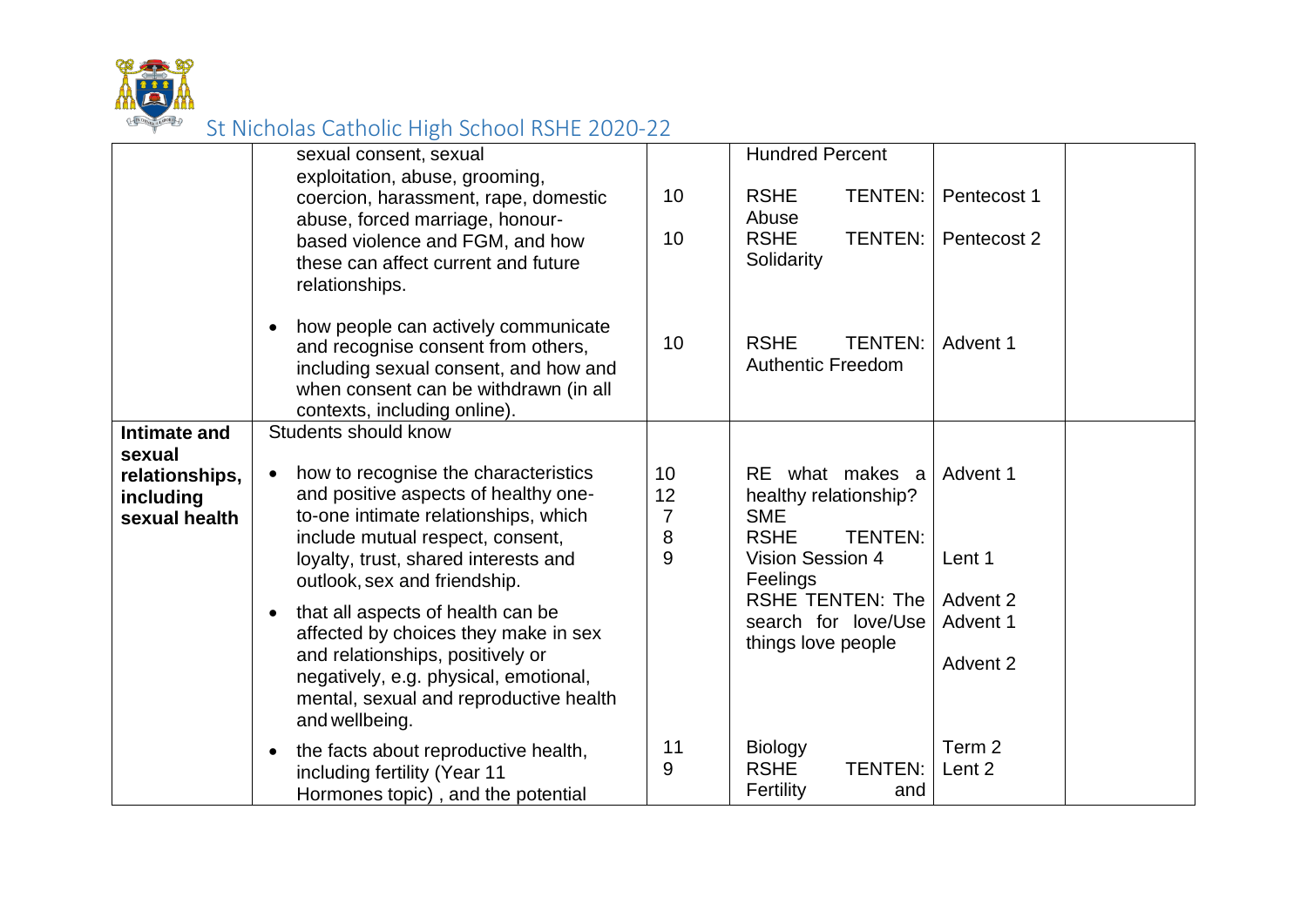| | | | | | |
|---|---|---|---|---|---|
| | sexual consent, sexual exploitation, abuse, grooming, coercion, harassment, rape, domestic abuse, forced marriage, honour-based violence and FGM, and how these can affect current and future relationships. | 10<br>10 | Hundred Percent<br>RSHE TENTEN: Abuse<br>RSHE TENTEN: Solidarity | Pentecost 1<br>Pentecost 2 | |
| | • how people can actively communicate and recognise consent from others, including sexual consent, and how and when consent can be withdrawn (in all contexts, including online). | 10 | RSHE TENTEN: Authentic Freedom | Advent 1 | |
| **Intimate and sexual relationships, including sexual health** | Students should know<br>• how to recognise the characteristics and positive aspects of healthy one-to-one intimate relationships, which include mutual respect, consent, loyalty, trust, shared interests and outlook, sex and friendship.<br>• that all aspects of health can be affected by choices they make in sex and relationships, positively or negatively, e.g. physical, emotional, mental, sexual and reproductive health and wellbeing. | 10<br>12<br>7<br>8<br>9 | RE what makes a healthy relationship?<br>SME<br>RSHE TENTEN: Vision Session 4 Feelings<br>RSHE TENTEN: The search for love/Use things love people | Advent 1<br>Lent 1<br>Advent 2<br>Advent 1<br>Advent 2 | |
| | • the facts about reproductive health, including fertility (Year 11 Hormones topic) , and the potential | 11<br>9 | Biology<br>RSHE TENTEN: Fertility and | Term 2<br>Lent 2 | |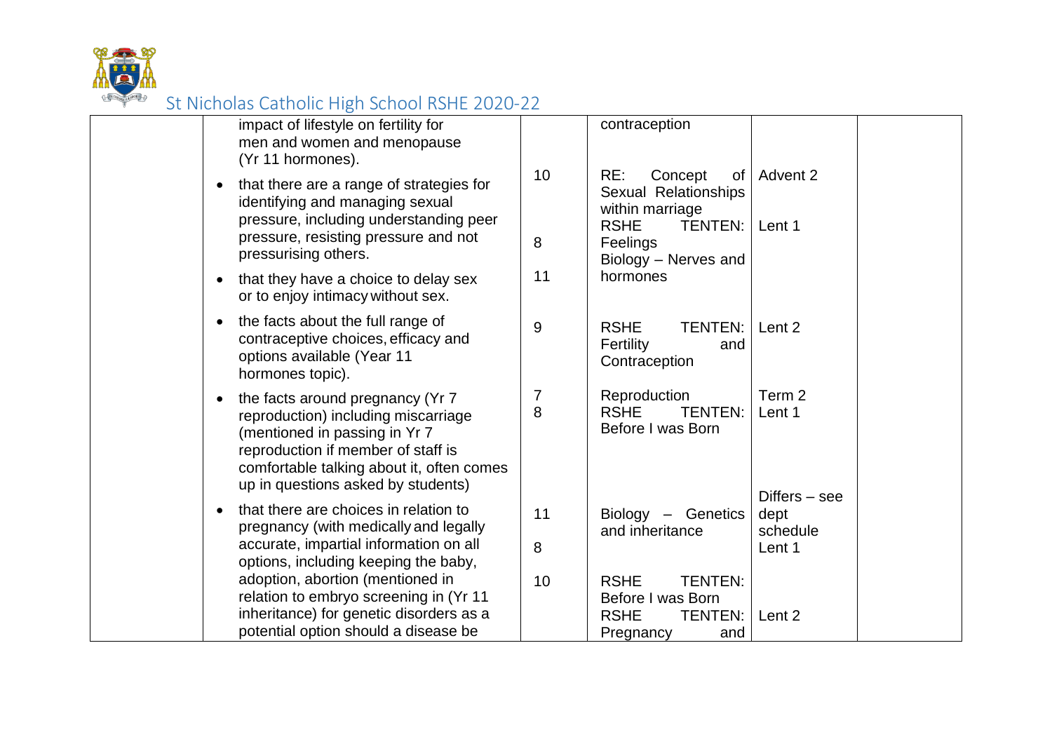| | | | | | |
|---|---|---|---|---|---|
| | impact of lifestyle on fertility for men and women and menopause (Yr 11 hormones).<br>• that there are a range of strategies for identifying and managing sexual pressure, including understanding peer pressure, resisting pressure and not pressurising others.<br>• that they have a choice to delay sex or to enjoy intimacy without sex. | 10<br><br>8<br><br>11 | contraception<br><br>RE: Concept of Sexual Relationships within marriage<br>RSHE TENTEN: Feelings<br>Biology – Nerves and hormones | Advent 2<br><br>Lent 1 | |
| | • the facts about the full range of contraceptive choices, efficacy and options available (Year 11 hormones topic). | 9 | RSHE TENTEN: Fertility and Contraception | Lent 2 | |
| | • the facts around pregnancy (Yr 7 reproduction) including miscarriage (mentioned in passing in Yr 7 reproduction if member of staff is comfortable talking about it, often comes up in questions asked by students) | 7<br>8 | Reproduction<br>RSHE TENTEN: Before I was Born | Term 2<br>Lent 1 | |
| | • that there are choices in relation to pregnancy (with medically and legally accurate, impartial information on all options, including keeping the baby, adoption, abortion (mentioned in relation to embryo screening in (Yr 11 inheritance) for genetic disorders as a potential option should a disease be | 11<br><br>8<br><br>10 | Biology – Genetics and inheritance<br><br>RSHE TENTEN: Before I was Born<br>RSHE TENTEN: Pregnancy and | Differs – see dept schedule<br>Lent 1<br><br>Lent 2 | |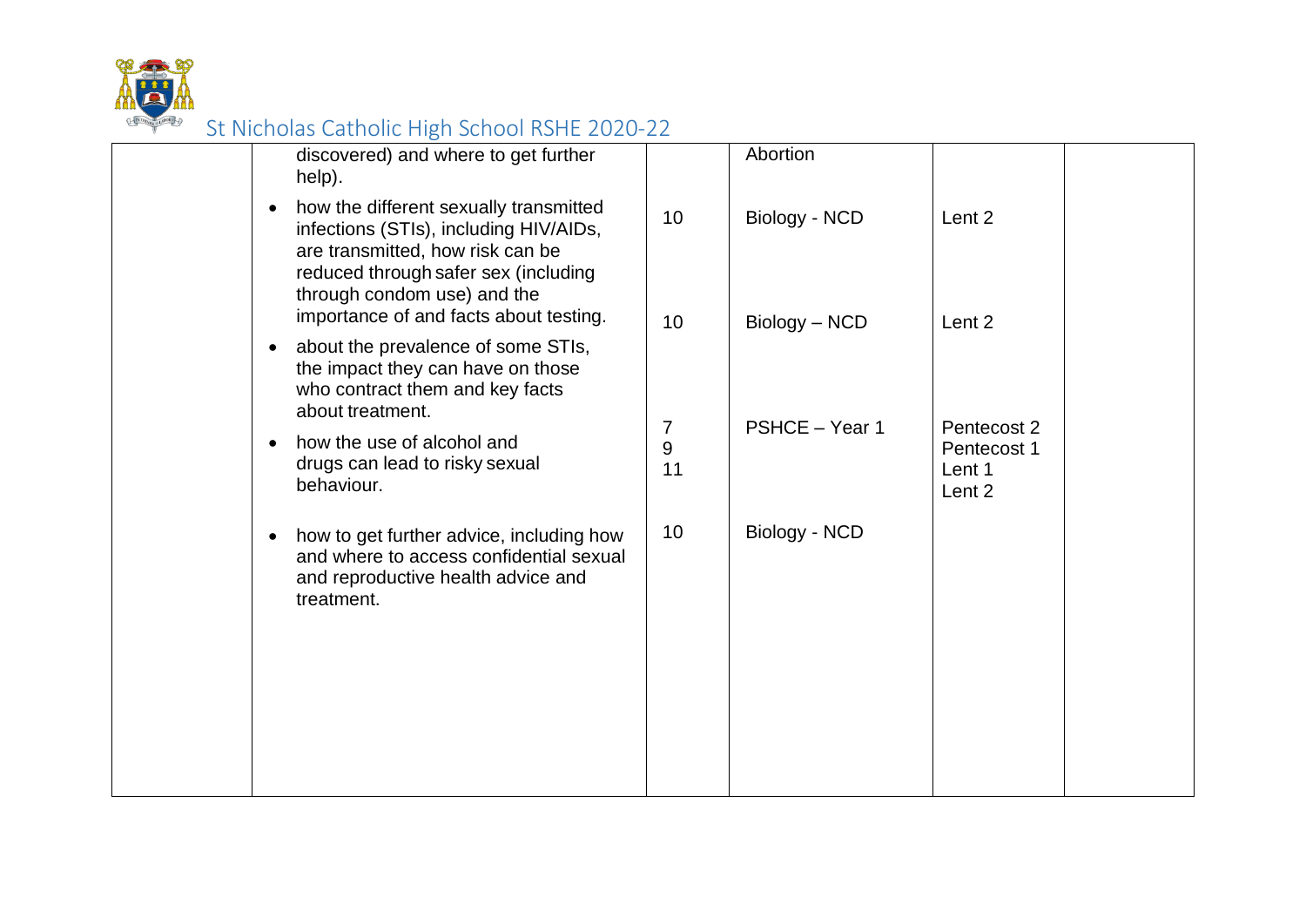| | discovered) and where to get further help). | | Abortion | | |
|---|---|---|---|---|---|
| | • how the different sexually transmitted infections (STIs), including HIV/AIDs, are transmitted, how risk can be reduced through safer sex (including through condom use) and the importance of and facts about testing. | 10 | Biology - NCD | Lent 2 | |
| | • about the prevalence of some STIs, the impact they can have on those who contract them and key facts about treatment. | 10 | Biology – NCD | Lent 2 | |
| | • how the use of alcohol and drugs can lead to risky sexual behaviour. | 7<br>9<br>11 | PSHCE – Year 1 | Pentecost 2<br>Pentecost 1<br>Lent 1<br>Lent 2 | |
| | • how to get further advice, including how and where to access confidential sexual and reproductive health advice and treatment. | 10 | Biology - NCD | | |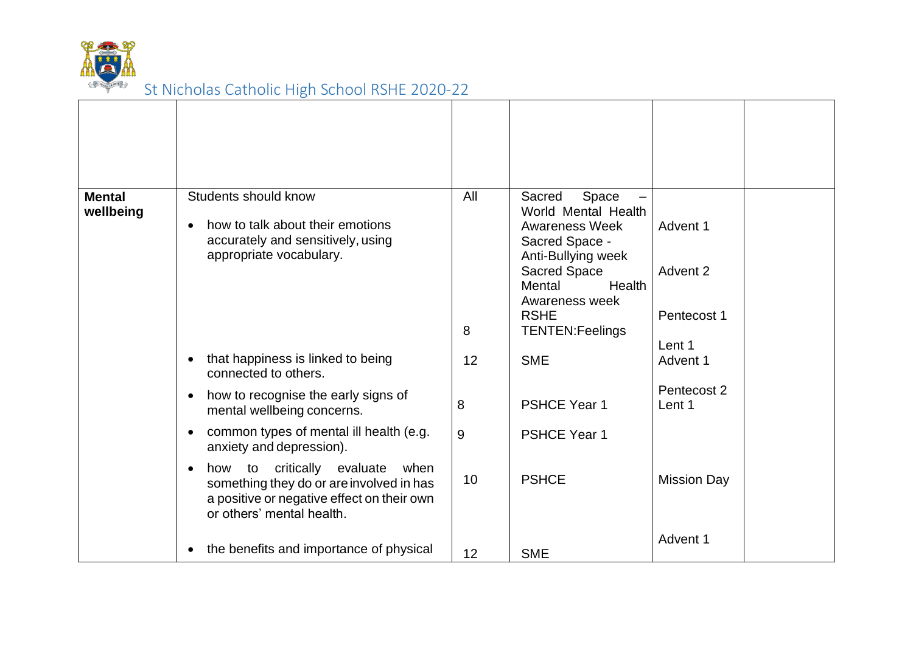St Nicholas Catholic High School RSHE 2020-22

| | | | | | |
|---|---|---|---|---|---|
| | | | | | |
| **Mental wellbeing** | Students should know<br><br>• how to talk about their emotions accurately and sensitively, using appropriate vocabulary. | All<br><br><br><br><br><br><br><br>8 | Sacred Space – World Mental Health Awareness Week<br>Sacred Space - Anti-Bullying week<br>Sacred Space Mental Health Awareness week<br>RSHE<br>TENTEN:Feelings | Advent 1<br><br>Advent 2<br><br>Pentecost 1<br><br>Lent 1 | |
| | • that happiness is linked to being connected to others. | 12 | SME | Advent 1 | |
| | • how to recognise the early signs of mental wellbeing concerns. | 8 | PSHCE Year 1 | Pentecost 2<br>Lent 1 | |
| | • common types of mental ill health (e.g. anxiety and depression). | 9 | PSHCE Year 1 | | |
| | • how to critically evaluate when something they do or are involved in has a positive or negative effect on their own or others' mental health. | 10 | PSHCE | Mission Day | |
| | • the benefits and importance of physical | 12 | SME | Advent 1 | |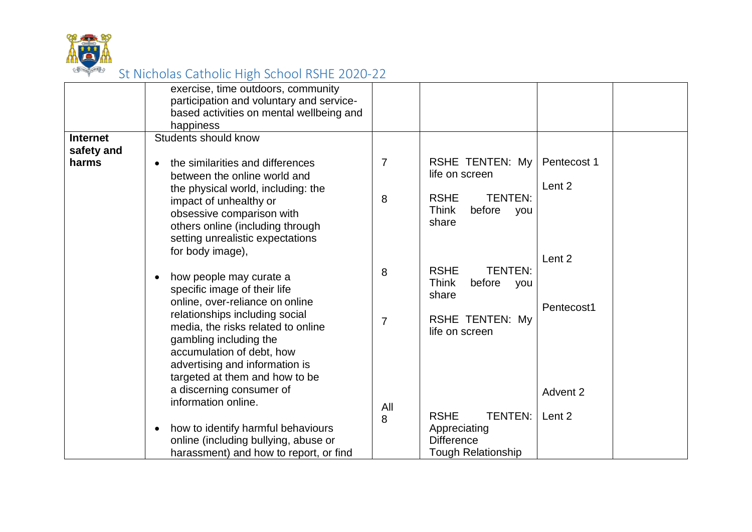| | | | | | |
|---|---|---|---|---|---|
| | exercise, time outdoors, community participation and voluntary and service-based activities on mental wellbeing and happiness | | | | |
| **Internet safety and harms** | Students should know<br><br>• the similarities and differences between the online world and the physical world, including: the impact of unhealthy or obsessive comparison with others online (including through setting unrealistic expectations for body image),<br><br>• how people may curate a specific image of their life online, over-reliance on online relationships including social media, the risks related to online gambling including the accumulation of debt, how advertising and information is targeted at them and how to be a discerning consumer of information online.<br><br>• how to identify harmful behaviours online (including bullying, abuse or harassment) and how to report, or find | 7<br><br>8<br><br>8<br><br>7<br><br>All<br>8 | RSHE TENTEN: My life on screen<br><br>RSHE TENTEN: Think before you share<br><br>RSHE TENTEN: Think before you share<br><br>RSHE TENTEN: My life on screen<br><br>RSHE TENTEN: Appreciating Difference<br>Tough Relationship | Pentecost 1<br><br>Lent 2<br><br>Lent 2<br><br>Pentecost1<br><br>Advent 2<br><br>Lent 2 | |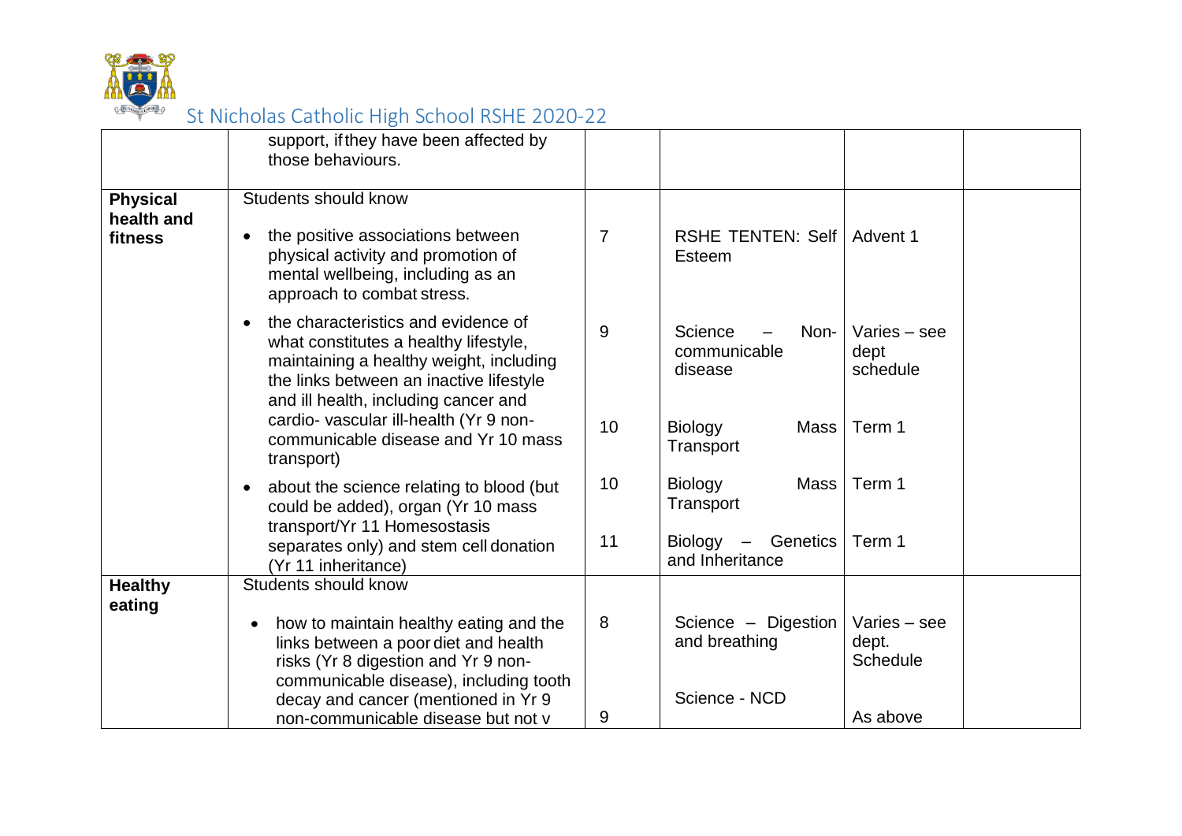# St Nicholas Catholic High School RSHE 2020-22

| | | | | | |
|---|---|---|---|---|---|
| | support, if they have been affected by those behaviours. | | | | |
| **Physical health and fitness** | Students should know<br>• the positive associations between physical activity and promotion of mental wellbeing, including as an approach to combat stress. | 7 | RSHE TENTEN: Self Esteem | Advent 1 | |
| | • the characteristics and evidence of what constitutes a healthy lifestyle, maintaining a healthy weight, including the links between an inactive lifestyle and ill health, including cancer and cardio- vascular ill-health (Yr 9 non-communicable disease and Yr 10 mass transport) | 9<br><br>10 | Science – Non-communicable disease<br><br>Biology Mass Transport | Varies – see dept schedule<br><br>Term 1 | |
| | • about the science relating to blood (but could be added), organ (Yr 10 mass transport/Yr 11 Homesostasis separates only) and stem cell donation (Yr 11 inheritance) | 10<br><br>11 | Biology Mass Transport<br><br>Biology – Genetics and Inheritance | Term 1<br><br>Term 1 | |
| **Healthy eating** | Students should know<br>• how to maintain healthy eating and the links between a poor diet and health risks (Yr 8 digestion and Yr 9 non-communicable disease), including tooth decay and cancer (mentioned in Yr 9 non-communicable disease but not v | 8<br><br>9 | Science – Digestion and breathing<br><br>Science - NCD | Varies – see dept. Schedule<br><br>As above | |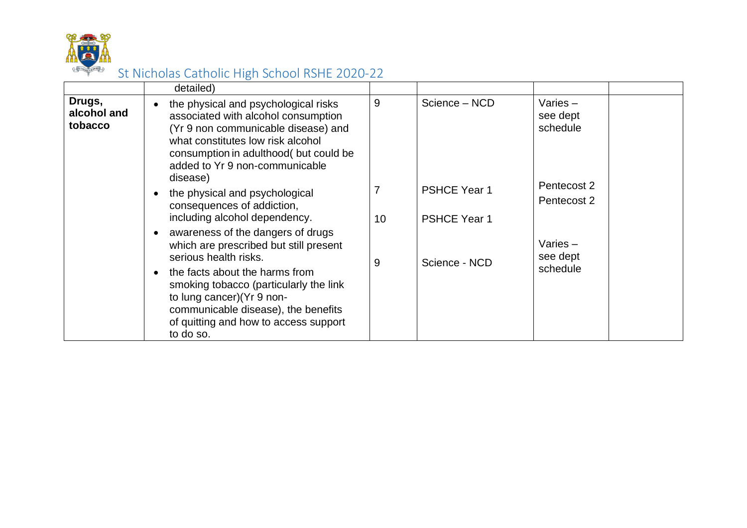St Nicholas Catholic High School RSHE 2020-22

| | | | | | |
|---|---|---|---|---|---|
| | detailed) | | | | |
| **Drugs, alcohol and tobacco** | • the physical and psychological risks associated with alcohol consumption (Yr 9 non communicable disease) and what constitutes low risk alcohol consumption in adulthood( but could be added to Yr 9 non-communicable disease)<br>• the physical and psychological consequences of addiction, including alcohol dependency.<br>• awareness of the dangers of drugs which are prescribed but still present serious health risks.<br>• the facts about the harms from smoking tobacco (particularly the link to lung cancer)(Yr 9 non-communicable disease), the benefits of quitting and how to access support to do so. | 9<br><br>7<br><br>10<br><br>9 | Science – NCD<br><br>PSHCE Year 1<br><br>PSHCE Year 1<br><br>Science - NCD | Varies – see dept schedule<br><br>Pentecost 2<br>Pentecost 2<br><br>Varies – see dept schedule | |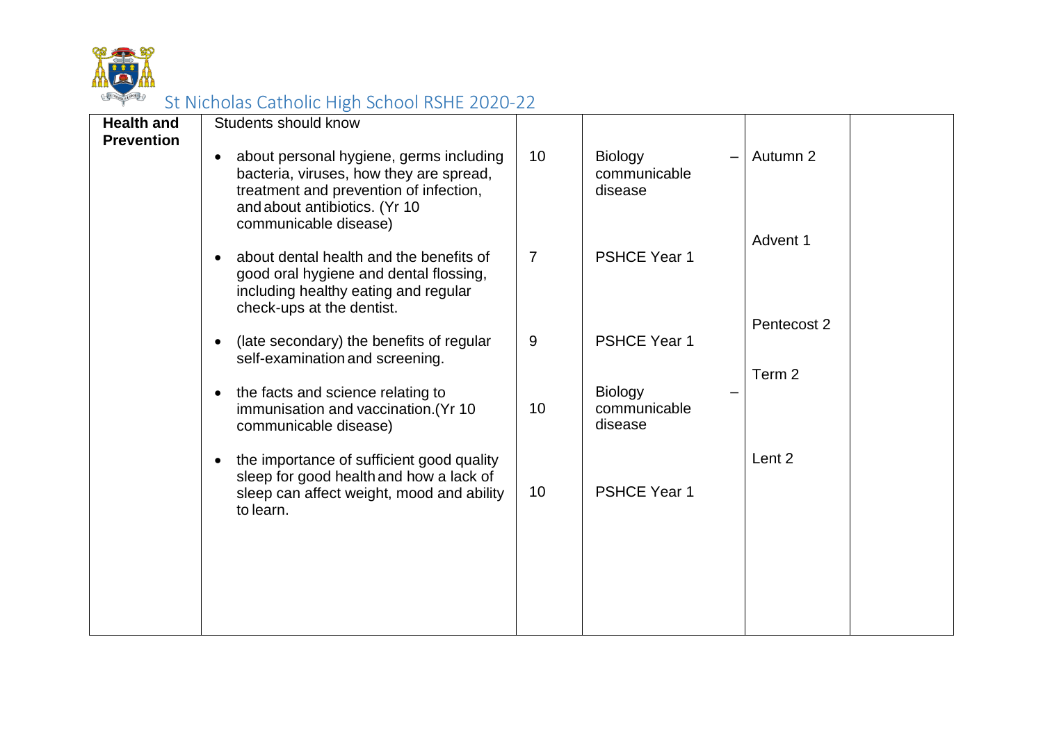St Nicholas Catholic High School RSHE 2020-22

| | | | | | |
|---|---|---|---|---|---|
| **Health and Prevention** | Students should know | | | | |
| | • about personal hygiene, germs including bacteria, viruses, how they are spread, treatment and prevention of infection, and about antibiotics. (Yr 10 communicable disease) | 10 | Biology – communicable disease | Autumn 2 | |
| | • about dental health and the benefits of good oral hygiene and dental flossing, including healthy eating and regular check-ups at the dentist. | 7 | PSHCE Year 1 | Advent 1 | |
| | • (late secondary) the benefits of regular self-examination and screening. | 9 | PSHCE Year 1 | Pentecost 2 | |
| | • the facts and science relating to immunisation and vaccination.(Yr 10 communicable disease) | 10 | Biology – communicable disease | Term 2 | |
| | • the importance of sufficient good quality sleep for good health and how a lack of sleep can affect weight, mood and ability to learn. | 10 | PSHCE Year 1 | Lent 2 | |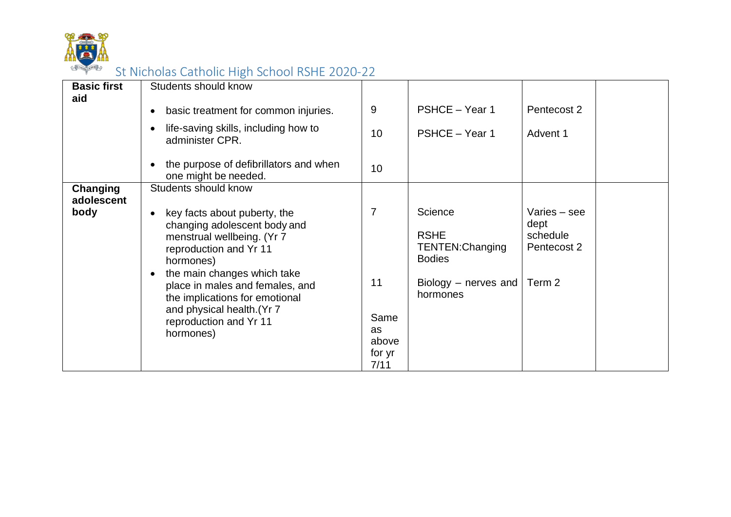# St Nicholas Catholic High School RSHE 2020-22

| | | | | | |
|---|---|---|---|---|---|
| **Basic first aid** | Students should know<br><br>• basic treatment for common injuries.<br>• life-saving skills, including how to administer CPR.<br>• the purpose of defibrillators and when one might be needed. | 9<br><br>10<br><br>10 | PSHCE – Year 1<br><br>PSHCE – Year 1 | Pentecost 2<br><br>Advent 1 | |
| **Changing adolescent body** | Students should know<br><br>• key facts about puberty, the changing adolescent body and menstrual wellbeing. (Yr 7 reproduction and Yr 11 hormones)<br>• the main changes which take place in males and females, and the implications for emotional and physical health.(Yr 7 reproduction and Yr 11 hormones) | 7<br><br>11<br><br>Same as above for yr 7/11 | Science<br><br>RSHE TENTEN:Changing Bodies<br><br>Biology – nerves and hormones | Varies – see dept schedule<br>Pentecost 2<br><br>Term 2 | |